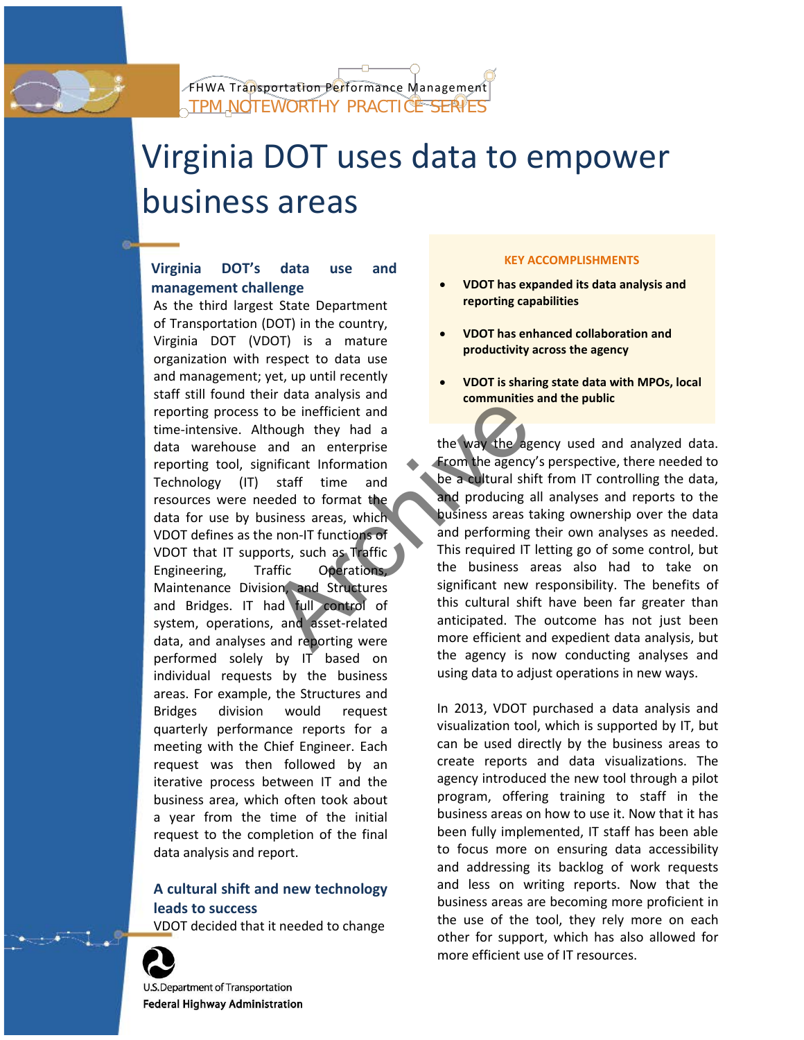FHWA Transportation Performance Management
TPM NOTEWORTHY PRACTICE SERIES

# Virginia DOT uses data to empower business areas

## Virginia DOT's data use and management challenge

As the third largest State Department of Transportation (DOT) in the country, Virginia DOT (VDOT) is a mature organization with respect to data use and management; yet, up until recently staff still found their data analysis and reporting process to be inefficient and time-intensive. Although they had a data warehouse and an enterprise reporting tool, significant Information Technology (IT) staff time and resources were needed to format the data for use by business areas, which VDOT defines as the non-IT functions of VDOT that IT supports, such as Traffic Engineering, Traffic Operations, Maintenance Division, and Structures and Bridges. IT had full control of system, operations, and asset-related data, and analyses and reporting were performed solely by IT based on individual requests by the business areas. For example, the Structures and Bridges division would request quarterly performance reports for a meeting with the Chief Engineer. Each request was then followed by an iterative process between IT and the business area, which often took about a year from the time of the initial request to the completion of the final data analysis and report.

**KEY ACCOMPLISHMENTS**

- **VDOT has expanded its data analysis and reporting capabilities**
- **VDOT has enhanced collaboration and productivity across the agency**
- **VDOT is sharing state data with MPOs, local communities and the public**

## A cultural shift and new technology leads to success

VDOT decided that it needed to change the way the agency used and analyzed data. From the agency's perspective, there needed to be a cultural shift from IT controlling the data, and producing all analyses and reports to the business areas taking ownership over the data and performing their own analyses as needed. This required IT letting go of some control, but the business areas also had to take on significant new responsibility. The benefits of this cultural shift have been far greater than anticipated. The outcome has not just been more efficient and expedient data analysis, but the agency is now conducting analyses and using data to adjust operations in new ways.

In 2013, VDOT purchased a data analysis and visualization tool, which is supported by IT, but can be used directly by the business areas to create reports and data visualizations. The agency introduced the new tool through a pilot program, offering training to staff in the business areas on how to use it. Now that it has been fully implemented, IT staff has been able to focus more on ensuring data accessibility and addressing its backlog of work requests and less on writing reports. Now that the business areas are becoming more proficient in the use of the tool, they rely more on each other for support, which has also allowed for more efficient use of IT resources.

U.S. Department of Transportation
Federal Highway Administration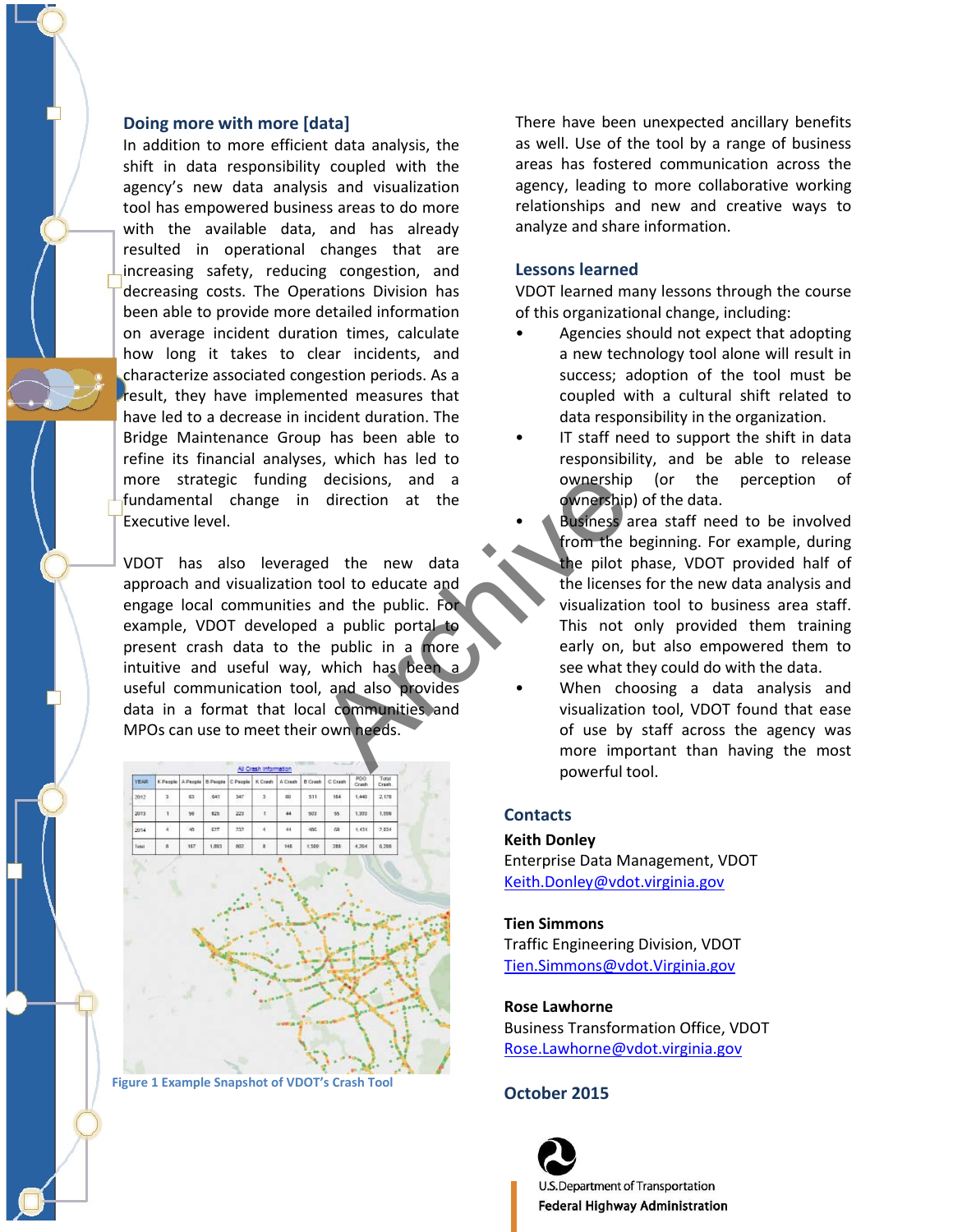## Doing more with more [data]

In addition to more efficient data analysis, the shift in data responsibility coupled with the agency's new data analysis and visualization tool has empowered business areas to do more with the available data, and has already resulted in operational changes that are increasing safety, reducing congestion, and decreasing costs. The Operations Division has been able to provide more detailed information on average incident duration times, calculate how long it takes to clear incidents, and characterize associated congestion periods. As a result, they have implemented measures that have led to a decrease in incident duration. The Bridge Maintenance Group has been able to refine its financial analyses, which has led to more strategic funding decisions, and a fundamental change in direction at the Executive level.

VDOT has also leveraged the new data approach and visualization tool to educate and engage local communities and the public. For example, VDOT developed a public portal to present crash data to the public in a more intuitive and useful way, which has been a useful communication tool, and also provides data in a format that local communities and MPOs can use to meet their own needs.

Figure 1 Example Snapshot of VDOT's Crash Tool

There have been unexpected ancillary benefits as well. Use of the tool by a range of business areas has fostered communication across the agency, leading to more collaborative working relationships and new and creative ways to analyze and share information.

## Lessons learned

VDOT learned many lessons through the course of this organizational change, including:

- Agencies should not expect that adopting a new technology tool alone will result in success; adoption of the tool must be coupled with a cultural shift related to data responsibility in the organization.
- IT staff need to support the shift in data responsibility, and be able to release ownership (or the perception of ownership) of the data.
- Business area staff need to be involved from the beginning. For example, during the pilot phase, VDOT provided half of the licenses for the new data analysis and visualization tool to business area staff. This not only provided them training early on, but also empowered them to see what they could do with the data.
- When choosing a data analysis and visualization tool, VDOT found that ease of use by staff across the agency was more important than having the most powerful tool.

## Contacts

**Keith Donley**
Enterprise Data Management, VDOT
Keith.Donley@vdot.virginia.gov

**Tien Simmons**
Traffic Engineering Division, VDOT
Tien.Simmons@vdot.Virginia.gov

**Rose Lawhorne**
Business Transformation Office, VDOT
Rose.Lawhorne@vdot.virginia.gov

## October 2015

U.S. Department of Transportation
Federal Highway Administration